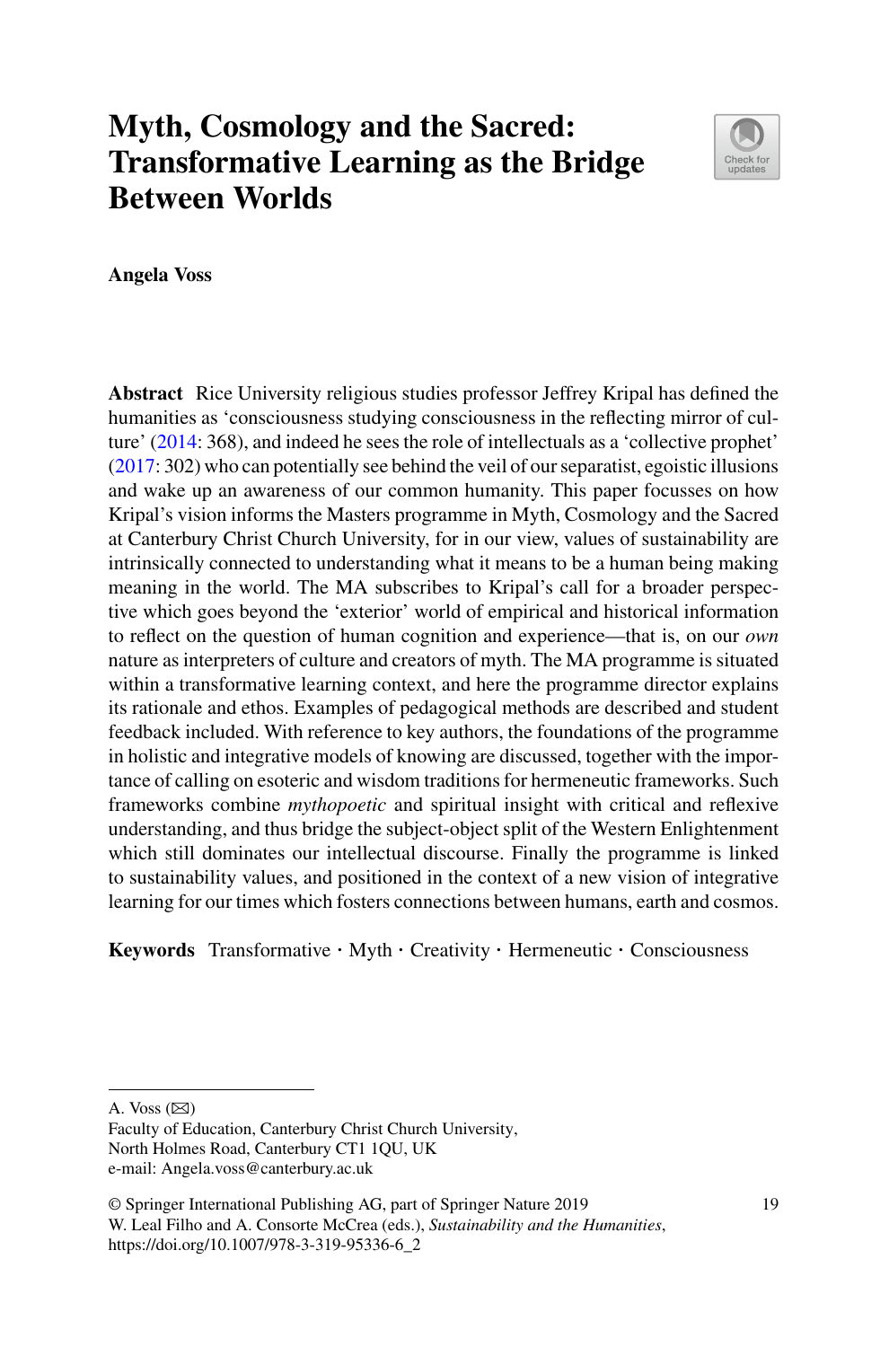# Myth, Cosmology and the Sacred: Transformative Learning as the Bridge Between Worlds

**Angela Voss**

**Abstract** Rice University religious studies professor Jeffrey Kripal has defined the humanities as 'consciousness studying consciousness in the reflecting mirror of culture' (2014: 368), and indeed he sees the role of intellectuals as a 'collective prophet' (2017: 302) who can potentially see behind the veil of our separatist, egoistic illusions and wake up an awareness of our common humanity. This paper focusses on how Kripal's vision informs the Masters programme in Myth, Cosmology and the Sacred at Canterbury Christ Church University, for in our view, values of sustainability are intrinsically connected to understanding what it means to be a human being making meaning in the world. The MA subscribes to Kripal's call for a broader perspective which goes beyond the 'exterior' world of empirical and historical information to reflect on the question of human cognition and experience—that is, on our *own* nature as interpreters of culture and creators of myth. The MA programme is situated within a transformative learning context, and here the programme director explains its rationale and ethos. Examples of pedagogical methods are described and student feedback included. With reference to key authors, the foundations of the programme in holistic and integrative models of knowing are discussed, together with the importance of calling on esoteric and wisdom traditions for hermeneutic frameworks. Such frameworks combine *mythopoetic* and spiritual insight with critical and reflexive understanding, and thus bridge the subject-object split of the Western Enlightenment which still dominates our intellectual discourse. Finally the programme is linked to sustainability values, and positioned in the context of a new vision of integrative learning for our times which fosters connections between humans, earth and cosmos.

**Keywords** Transformative · Myth · Creativity · Hermeneutic · Consciousness

---

A. Voss (✉)
Faculty of Education, Canterbury Christ Church University,
North Holmes Road, Canterbury CT1 1QU, UK
e-mail: Angela.voss@canterbury.ac.uk

© Springer International Publishing AG, part of Springer Nature 2019
W. Leal Filho and A. Consorte McCrea (eds.), *Sustainability and the Humanities*,
https://doi.org/10.1007/978-3-319-95336-6_2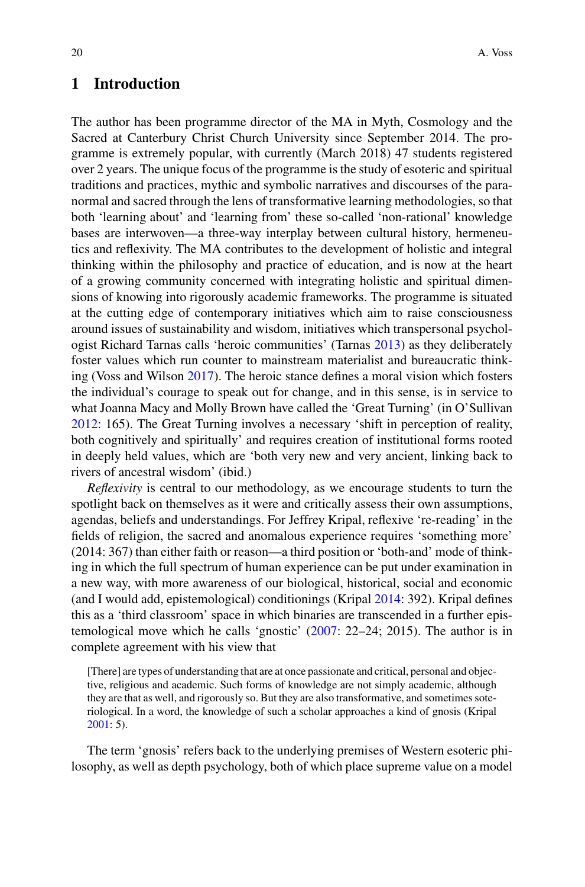## 1 Introduction

The author has been programme director of the MA in Myth, Cosmology and the Sacred at Canterbury Christ Church University since September 2014. The programme is extremely popular, with currently (March 2018) 47 students registered over 2 years. The unique focus of the programme is the study of esoteric and spiritual traditions and practices, mythic and symbolic narratives and discourses of the paranormal and sacred through the lens of transformative learning methodologies, so that both 'learning about' and 'learning from' these so-called 'non-rational' knowledge bases are interwoven—a three-way interplay between cultural history, hermeneutics and reflexivity. The MA contributes to the development of holistic and integral thinking within the philosophy and practice of education, and is now at the heart of a growing community concerned with integrating holistic and spiritual dimensions of knowing into rigorously academic frameworks. The programme is situated at the cutting edge of contemporary initiatives which aim to raise consciousness around issues of sustainability and wisdom, initiatives which transpersonal psychologist Richard Tarnas calls 'heroic communities' (Tarnas 2013) as they deliberately foster values which run counter to mainstream materialist and bureaucratic thinking (Voss and Wilson 2017). The heroic stance defines a moral vision which fosters the individual's courage to speak out for change, and in this sense, is in service to what Joanna Macy and Molly Brown have called the 'Great Turning' (in O'Sullivan 2012: 165). The Great Turning involves a necessary 'shift in perception of reality, both cognitively and spiritually' and requires creation of institutional forms rooted in deeply held values, which are 'both very new and very ancient, linking back to rivers of ancestral wisdom' (ibid.)

*Reflexivity* is central to our methodology, as we encourage students to turn the spotlight back on themselves as it were and critically assess their own assumptions, agendas, beliefs and understandings. For Jeffrey Kripal, reflexive 're-reading' in the fields of religion, the sacred and anomalous experience requires 'something more' (2014: 367) than either faith or reason—a third position or 'both-and' mode of thinking in which the full spectrum of human experience can be put under examination in a new way, with more awareness of our biological, historical, social and economic (and I would add, epistemological) conditionings (Kripal 2014: 392). Kripal defines this as a 'third classroom' space in which binaries are transcended in a further epistemological move which he calls 'gnostic' (2007: 22–24; 2015). The author is in complete agreement with his view that

> [There] are types of understanding that are at once passionate and critical, personal and objective, religious and academic. Such forms of knowledge are not simply academic, although they are that as well, and rigorously so. But they are also transformative, and sometimes soteriological. In a word, the knowledge of such a scholar approaches a kind of gnosis (Kripal 2001: 5).

The term 'gnosis' refers back to the underlying premises of Western esoteric philosophy, as well as depth psychology, both of which place supreme value on a model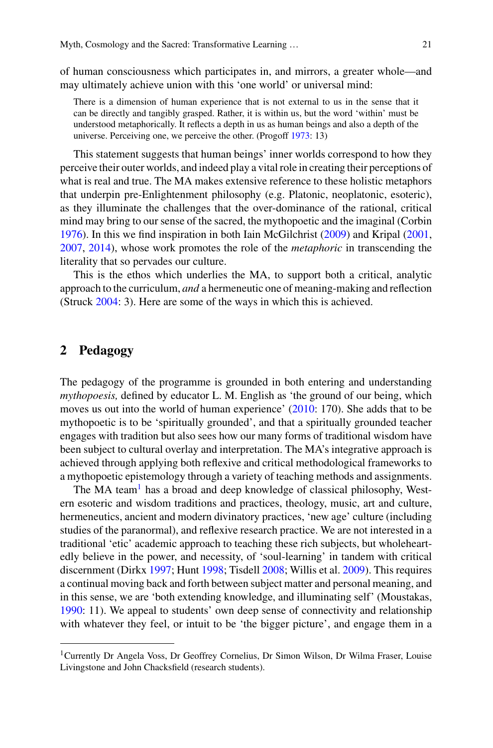of human consciousness which participates in, and mirrors, a greater whole—and may ultimately achieve union with this 'one world' or universal mind:

> There is a dimension of human experience that is not external to us in the sense that it can be directly and tangibly grasped. Rather, it is within us, but the word 'within' must be understood metaphorically. It reflects a depth in us as human beings and also a depth of the universe. Perceiving one, we perceive the other. (Progoff 1973: 13)

This statement suggests that human beings' inner worlds correspond to how they perceive their outer worlds, and indeed play a vital role in creating their perceptions of what is real and true. The MA makes extensive reference to these holistic metaphors that underpin pre-Enlightenment philosophy (e.g. Platonic, neoplatonic, esoteric), as they illuminate the challenges that the over-dominance of the rational, critical mind may bring to our sense of the sacred, the mythopoetic and the imaginal (Corbin 1976). In this we find inspiration in both Iain McGilchrist (2009) and Kripal (2001, 2007, 2014), whose work promotes the role of the *metaphoric* in transcending the literality that so pervades our culture.

This is the ethos which underlies the MA, to support both a critical, analytic approach to the curriculum, *and* a hermeneutic one of meaning-making and reflection (Struck 2004: 3). Here are some of the ways in which this is achieved.

## 2 Pedagogy

The pedagogy of the programme is grounded in both entering and understanding *mythopoesis,* defined by educator L. M. English as 'the ground of our being, which moves us out into the world of human experience' (2010: 170). She adds that to be mythopoetic is to be 'spiritually grounded', and that a spiritually grounded teacher engages with tradition but also sees how our many forms of traditional wisdom have been subject to cultural overlay and interpretation. The MA's integrative approach is achieved through applying both reflexive and critical methodological frameworks to a mythopoetic epistemology through a variety of teaching methods and assignments.

The MA team[1] has a broad and deep knowledge of classical philosophy, Western esoteric and wisdom traditions and practices, theology, music, art and culture, hermeneutics, ancient and modern divinatory practices, 'new age' culture (including studies of the paranormal), and reflexive research practice. We are not interested in a traditional 'etic' academic approach to teaching these rich subjects, but wholeheartedly believe in the power, and necessity, of 'soul-learning' in tandem with critical discernment (Dirkx 1997; Hunt 1998; Tisdell 2008; Willis et al. 2009). This requires a continual moving back and forth between subject matter and personal meaning, and in this sense, we are 'both extending knowledge, and illuminating self' (Moustakas, 1990: 11). We appeal to students' own deep sense of connectivity and relationship with whatever they feel, or intuit to be 'the bigger picture', and engage them in a

[1] Currently Dr Angela Voss, Dr Geoffrey Cornelius, Dr Simon Wilson, Dr Wilma Fraser, Louise Livingstone and John Chacksfield (research students).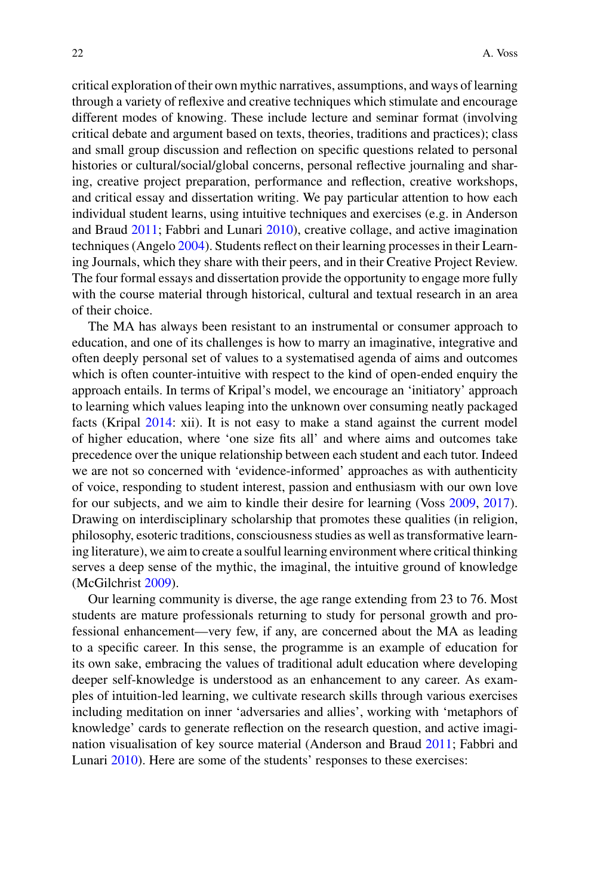critical exploration of their own mythic narratives, assumptions, and ways of learning through a variety of reflexive and creative techniques which stimulate and encourage different modes of knowing. These include lecture and seminar format (involving critical debate and argument based on texts, theories, traditions and practices); class and small group discussion and reflection on specific questions related to personal histories or cultural/social/global concerns, personal reflective journaling and sharing, creative project preparation, performance and reflection, creative workshops, and critical essay and dissertation writing. We pay particular attention to how each individual student learns, using intuitive techniques and exercises (e.g. in Anderson and Braud 2011; Fabbri and Lunari 2010), creative collage, and active imagination techniques (Angelo 2004). Students reflect on their learning processes in their Learning Journals, which they share with their peers, and in their Creative Project Review. The four formal essays and dissertation provide the opportunity to engage more fully with the course material through historical, cultural and textual research in an area of their choice.

The MA has always been resistant to an instrumental or consumer approach to education, and one of its challenges is how to marry an imaginative, integrative and often deeply personal set of values to a systematised agenda of aims and outcomes which is often counter-intuitive with respect to the kind of open-ended enquiry the approach entails. In terms of Kripal's model, we encourage an 'initiatory' approach to learning which values leaping into the unknown over consuming neatly packaged facts (Kripal 2014: xii). It is not easy to make a stand against the current model of higher education, where 'one size fits all' and where aims and outcomes take precedence over the unique relationship between each student and each tutor. Indeed we are not so concerned with 'evidence-informed' approaches as with authenticity of voice, responding to student interest, passion and enthusiasm with our own love for our subjects, and we aim to kindle their desire for learning (Voss 2009, 2017). Drawing on interdisciplinary scholarship that promotes these qualities (in religion, philosophy, esoteric traditions, consciousness studies as well as transformative learning literature), we aim to create a soulful learning environment where critical thinking serves a deep sense of the mythic, the imaginal, the intuitive ground of knowledge (McGilchrist 2009).

Our learning community is diverse, the age range extending from 23 to 76. Most students are mature professionals returning to study for personal growth and professional enhancement—very few, if any, are concerned about the MA as leading to a specific career. In this sense, the programme is an example of education for its own sake, embracing the values of traditional adult education where developing deeper self-knowledge is understood as an enhancement to any career. As examples of intuition-led learning, we cultivate research skills through various exercises including meditation on inner 'adversaries and allies', working with 'metaphors of knowledge' cards to generate reflection on the research question, and active imagination visualisation of key source material (Anderson and Braud 2011; Fabbri and Lunari 2010). Here are some of the students' responses to these exercises: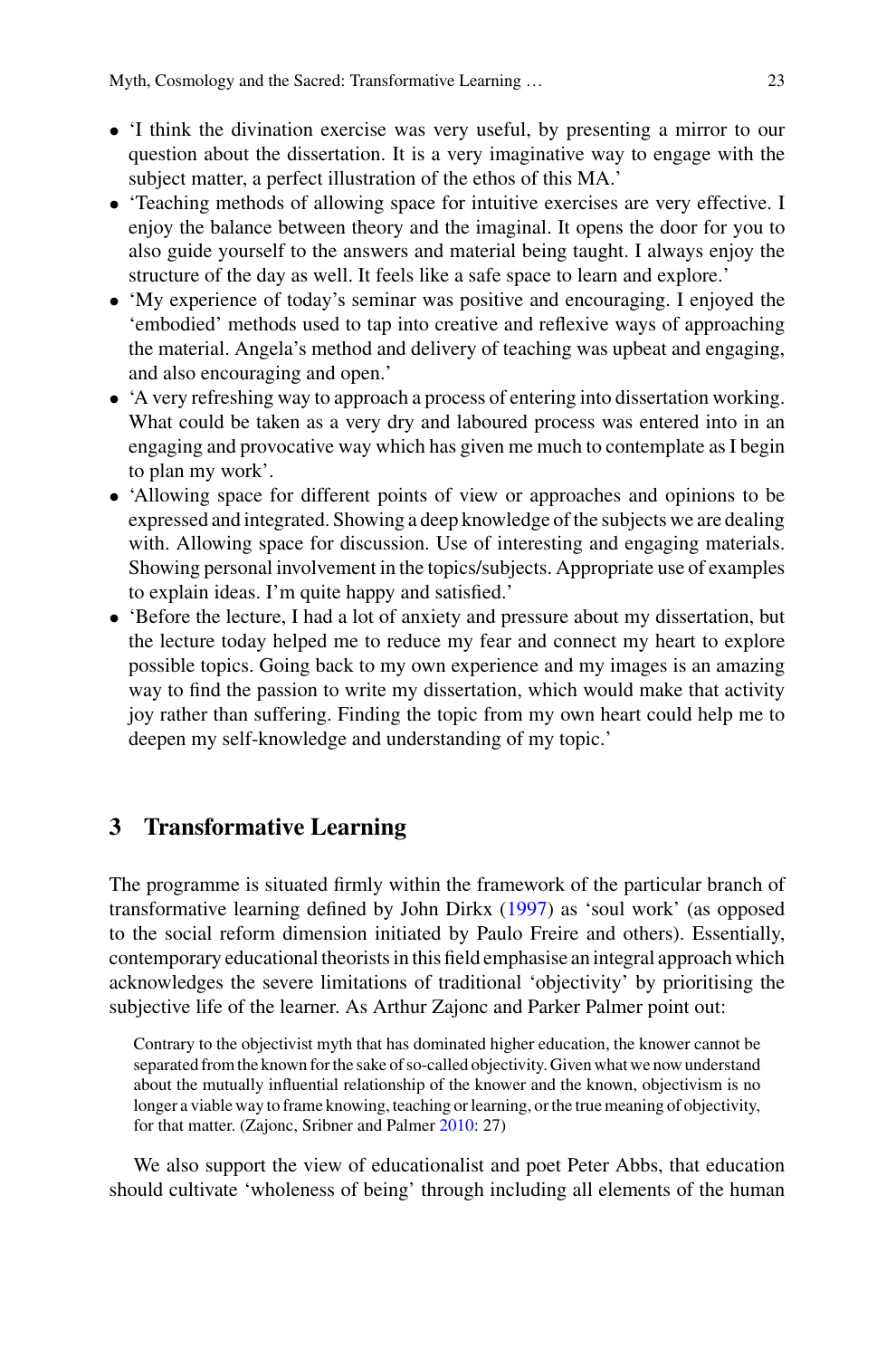- 'I think the divination exercise was very useful, by presenting a mirror to our question about the dissertation. It is a very imaginative way to engage with the subject matter, a perfect illustration of the ethos of this MA.'
- 'Teaching methods of allowing space for intuitive exercises are very effective. I enjoy the balance between theory and the imaginal. It opens the door for you to also guide yourself to the answers and material being taught. I always enjoy the structure of the day as well. It feels like a safe space to learn and explore.'
- 'My experience of today's seminar was positive and encouraging. I enjoyed the 'embodied' methods used to tap into creative and reflexive ways of approaching the material. Angela's method and delivery of teaching was upbeat and engaging, and also encouraging and open.'
- 'A very refreshing way to approach a process of entering into dissertation working. What could be taken as a very dry and laboured process was entered into in an engaging and provocative way which has given me much to contemplate as I begin to plan my work'.
- 'Allowing space for different points of view or approaches and opinions to be expressed and integrated. Showing a deep knowledge of the subjects we are dealing with. Allowing space for discussion. Use of interesting and engaging materials. Showing personal involvement in the topics/subjects. Appropriate use of examples to explain ideas. I'm quite happy and satisfied.'
- 'Before the lecture, I had a lot of anxiety and pressure about my dissertation, but the lecture today helped me to reduce my fear and connect my heart to explore possible topics. Going back to my own experience and my images is an amazing way to find the passion to write my dissertation, which would make that activity joy rather than suffering. Finding the topic from my own heart could help me to deepen my self-knowledge and understanding of my topic.'

## 3 Transformative Learning

The programme is situated firmly within the framework of the particular branch of transformative learning defined by John Dirkx (1997) as 'soul work' (as opposed to the social reform dimension initiated by Paulo Freire and others). Essentially, contemporary educational theorists in this field emphasise an integral approach which acknowledges the severe limitations of traditional 'objectivity' by prioritising the subjective life of the learner. As Arthur Zajonc and Parker Palmer point out:

> Contrary to the objectivist myth that has dominated higher education, the knower cannot be separated from the known for the sake of so-called objectivity. Given what we now understand about the mutually influential relationship of the knower and the known, objectivism is no longer a viable way to frame knowing, teaching or learning, or the true meaning of objectivity, for that matter. (Zajonc, Sribner and Palmer 2010: 27)

We also support the view of educationalist and poet Peter Abbs, that education should cultivate 'wholeness of being' through including all elements of the human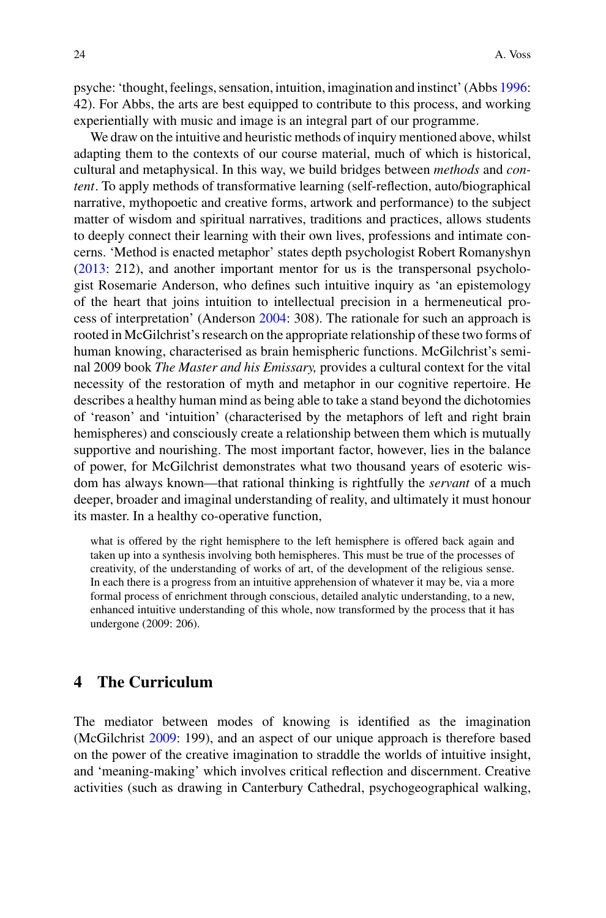psyche: 'thought, feelings, sensation, intuition, imagination and instinct' (Abbs 1996: 42). For Abbs, the arts are best equipped to contribute to this process, and working experientially with music and image is an integral part of our programme.

We draw on the intuitive and heuristic methods of inquiry mentioned above, whilst adapting them to the contexts of our course material, much of which is historical, cultural and metaphysical. In this way, we build bridges between *methods* and *content*. To apply methods of transformative learning (self-reflection, auto/biographical narrative, mythopoetic and creative forms, artwork and performance) to the subject matter of wisdom and spiritual narratives, traditions and practices, allows students to deeply connect their learning with their own lives, professions and intimate concerns. 'Method is enacted metaphor' states depth psychologist Robert Romanyshyn (2013: 212), and another important mentor for us is the transpersonal psychologist Rosemarie Anderson, who defines such intuitive inquiry as 'an epistemology of the heart that joins intuition to intellectual precision in a hermeneutical process of interpretation' (Anderson 2004: 308). The rationale for such an approach is rooted in McGilchrist's research on the appropriate relationship of these two forms of human knowing, characterised as brain hemispheric functions. McGilchrist's seminal 2009 book *The Master and his Emissary,* provides a cultural context for the vital necessity of the restoration of myth and metaphor in our cognitive repertoire. He describes a healthy human mind as being able to take a stand beyond the dichotomies of 'reason' and 'intuition' (characterised by the metaphors of left and right brain hemispheres) and consciously create a relationship between them which is mutually supportive and nourishing. The most important factor, however, lies in the balance of power, for McGilchrist demonstrates what two thousand years of esoteric wisdom has always known—that rational thinking is rightfully the *servant* of a much deeper, broader and imaginal understanding of reality, and ultimately it must honour its master. In a healthy co-operative function,

> what is offered by the right hemisphere to the left hemisphere is offered back again and taken up into a synthesis involving both hemispheres. This must be true of the processes of creativity, of the understanding of works of art, of the development of the religious sense. In each there is a progress from an intuitive apprehension of whatever it may be, via a more formal process of enrichment through conscious, detailed analytic understanding, to a new, enhanced intuitive understanding of this whole, now transformed by the process that it has undergone (2009: 206).

## 4 The Curriculum

The mediator between modes of knowing is identified as the imagination (McGilchrist 2009: 199), and an aspect of our unique approach is therefore based on the power of the creative imagination to straddle the worlds of intuitive insight, and 'meaning-making' which involves critical reflection and discernment. Creative activities (such as drawing in Canterbury Cathedral, psychogeographical walking,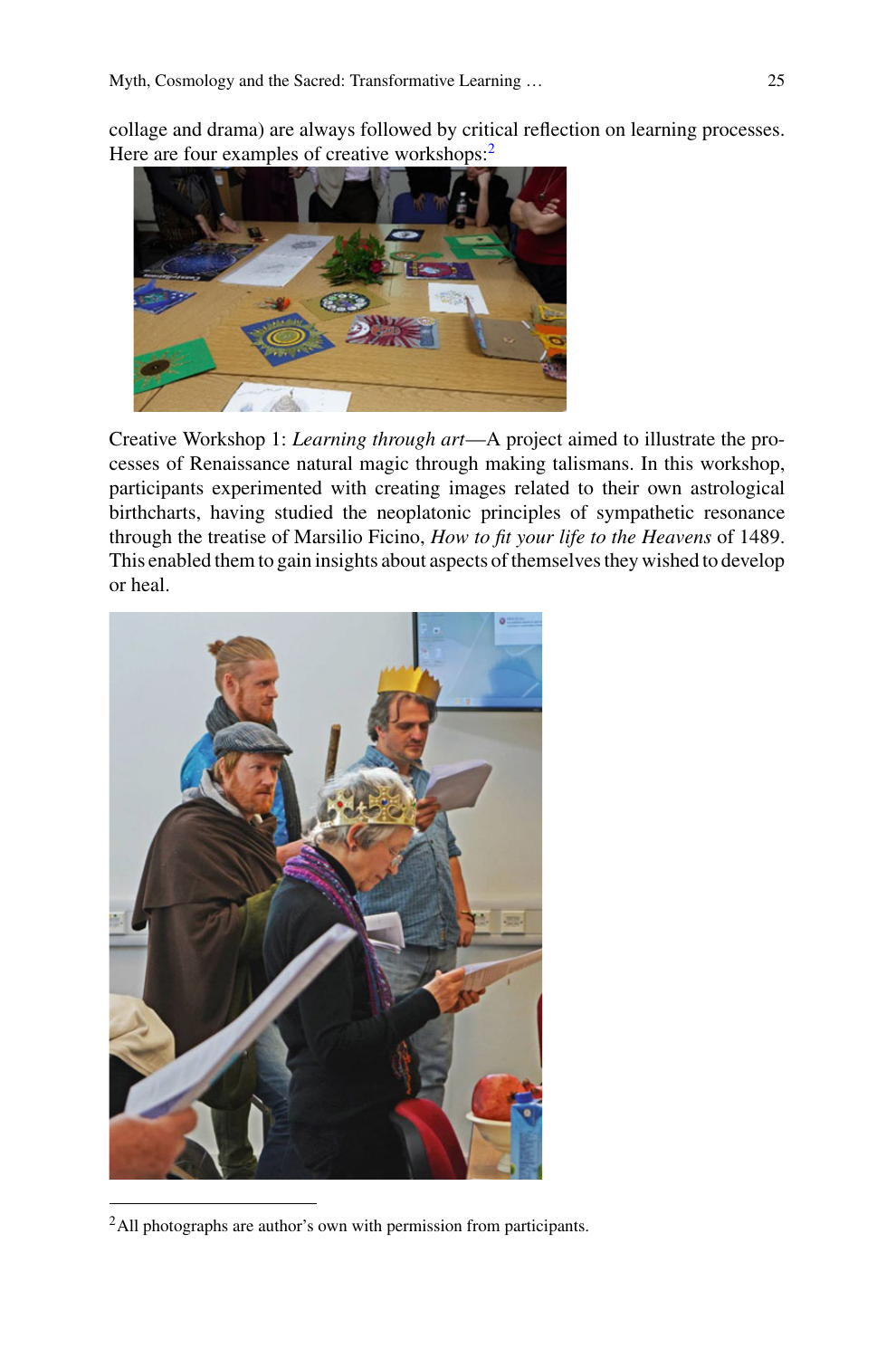collage and drama) are always followed by critical reflection on learning processes. Here are four examples of creative workshops:[2]

Creative Workshop 1: *Learning through art*—A project aimed to illustrate the processes of Renaissance natural magic through making talismans. In this workshop, participants experimented with creating images related to their own astrological birthcharts, having studied the neoplatonic principles of sympathetic resonance through the treatise of Marsilio Ficino, *How to fit your life to the Heavens* of 1489. This enabled them to gain insights about aspects of themselves they wished to develop or heal.

[2] All photographs are author's own with permission from participants.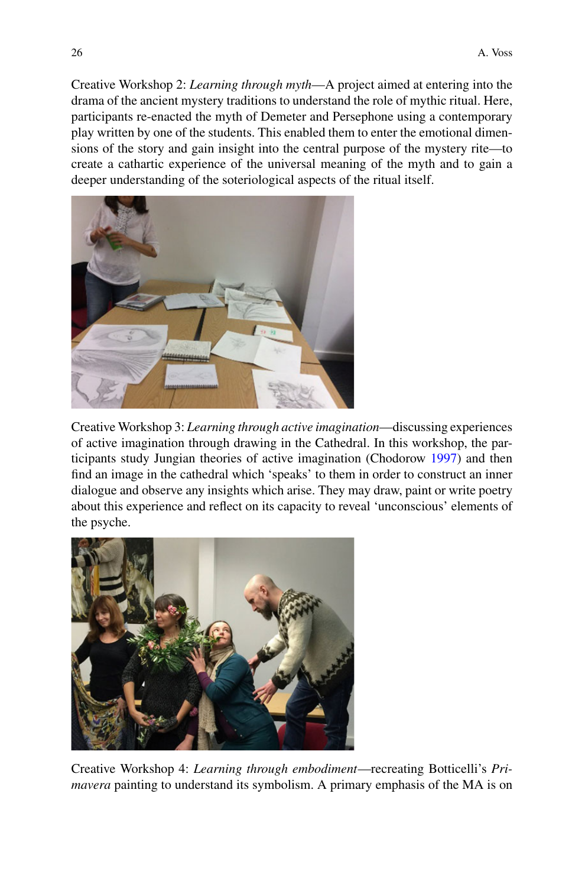Creative Workshop 2: *Learning through myth*—A project aimed at entering into the drama of the ancient mystery traditions to understand the role of mythic ritual. Here, participants re-enacted the myth of Demeter and Persephone using a contemporary play written by one of the students. This enabled them to enter the emotional dimensions of the story and gain insight into the central purpose of the mystery rite—to create a cathartic experience of the universal meaning of the myth and to gain a deeper understanding of the soteriological aspects of the ritual itself.

Creative Workshop 3: *Learning through active imagination*—discussing experiences of active imagination through drawing in the Cathedral. In this workshop, the participants study Jungian theories of active imagination (Chodorow 1997) and then find an image in the cathedral which 'speaks' to them in order to construct an inner dialogue and observe any insights which arise. They may draw, paint or write poetry about this experience and reflect on its capacity to reveal 'unconscious' elements of the psyche.

Creative Workshop 4: *Learning through embodiment*—recreating Botticelli's *Primavera* painting to understand its symbolism. A primary emphasis of the MA is on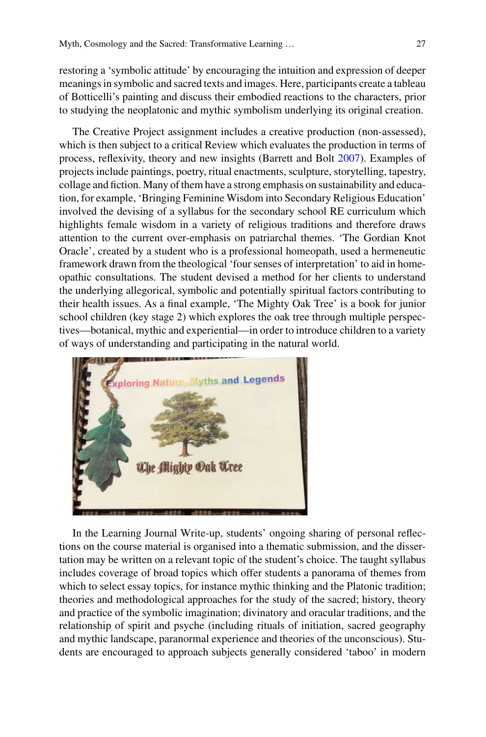restoring a 'symbolic attitude' by encouraging the intuition and expression of deeper meanings in symbolic and sacred texts and images. Here, participants create a tableau of Botticelli's painting and discuss their embodied reactions to the characters, prior to studying the neoplatonic and mythic symbolism underlying its original creation.

The Creative Project assignment includes a creative production (non-assessed), which is then subject to a critical Review which evaluates the production in terms of process, reflexivity, theory and new insights (Barrett and Bolt 2007). Examples of projects include paintings, poetry, ritual enactments, sculpture, storytelling, tapestry, collage and fiction. Many of them have a strong emphasis on sustainability and education, for example, 'Bringing Feminine Wisdom into Secondary Religious Education' involved the devising of a syllabus for the secondary school RE curriculum which highlights female wisdom in a variety of religious traditions and therefore draws attention to the current over-emphasis on patriarchal themes. 'The Gordian Knot Oracle', created by a student who is a professional homeopath, used a hermeneutic framework drawn from the theological 'four senses of interpretation' to aid in homeopathic consultations. The student devised a method for her clients to understand the underlying allegorical, symbolic and potentially spiritual factors contributing to their health issues. As a final example, 'The Mighty Oak Tree' is a book for junior school children (key stage 2) which explores the oak tree through multiple perspectives—botanical, mythic and experiential—in order to introduce children to a variety of ways of understanding and participating in the natural world.

In the Learning Journal Write-up, students' ongoing sharing of personal reflections on the course material is organised into a thematic submission, and the dissertation may be written on a relevant topic of the student's choice. The taught syllabus includes coverage of broad topics which offer students a panorama of themes from which to select essay topics, for instance mythic thinking and the Platonic tradition; theories and methodological approaches for the study of the sacred; history, theory and practice of the symbolic imagination; divinatory and oracular traditions, and the relationship of spirit and psyche (including rituals of initiation, sacred geography and mythic landscape, paranormal experience and theories of the unconscious). Students are encouraged to approach subjects generally considered 'taboo' in modern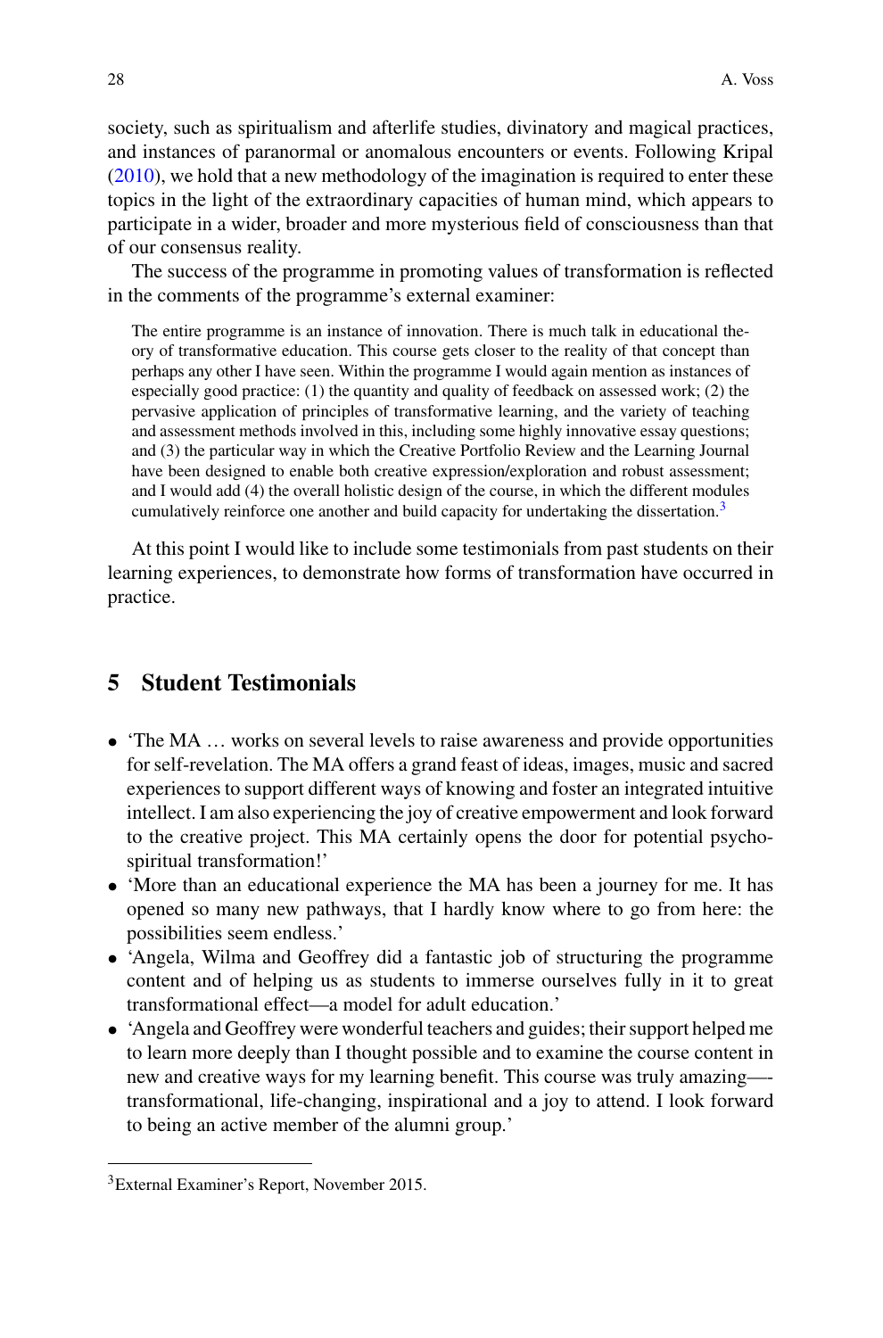society, such as spiritualism and afterlife studies, divinatory and magical practices, and instances of paranormal or anomalous encounters or events. Following Kripal (2010), we hold that a new methodology of the imagination is required to enter these topics in the light of the extraordinary capacities of human mind, which appears to participate in a wider, broader and more mysterious field of consciousness than that of our consensus reality.

The success of the programme in promoting values of transformation is reflected in the comments of the programme's external examiner:

> The entire programme is an instance of innovation. There is much talk in educational theory of transformative education. This course gets closer to the reality of that concept than perhaps any other I have seen. Within the programme I would again mention as instances of especially good practice: (1) the quantity and quality of feedback on assessed work; (2) the pervasive application of principles of transformative learning, and the variety of teaching and assessment methods involved in this, including some highly innovative essay questions; and (3) the particular way in which the Creative Portfolio Review and the Learning Journal have been designed to enable both creative expression/exploration and robust assessment; and I would add (4) the overall holistic design of the course, in which the different modules cumulatively reinforce one another and build capacity for undertaking the dissertation.[3]

At this point I would like to include some testimonials from past students on their learning experiences, to demonstrate how forms of transformation have occurred in practice.

## 5 Student Testimonials

- 'The MA … works on several levels to raise awareness and provide opportunities for self-revelation. The MA offers a grand feast of ideas, images, music and sacred experiences to support different ways of knowing and foster an integrated intuitive intellect. I am also experiencing the joy of creative empowerment and look forward to the creative project. This MA certainly opens the door for potential psycho-spiritual transformation!'
- 'More than an educational experience the MA has been a journey for me. It has opened so many new pathways, that I hardly know where to go from here: the possibilities seem endless.'
- 'Angela, Wilma and Geoffrey did a fantastic job of structuring the programme content and of helping us as students to immerse ourselves fully in it to great transformational effect—a model for adult education.'
- 'Angela and Geoffrey were wonderful teachers and guides; their support helped me to learn more deeply than I thought possible and to examine the course content in new and creative ways for my learning benefit. This course was truly amazing—-transformational, life-changing, inspirational and a joy to attend. I look forward to being an active member of the alumni group.'

---

[3] External Examiner's Report, November 2015.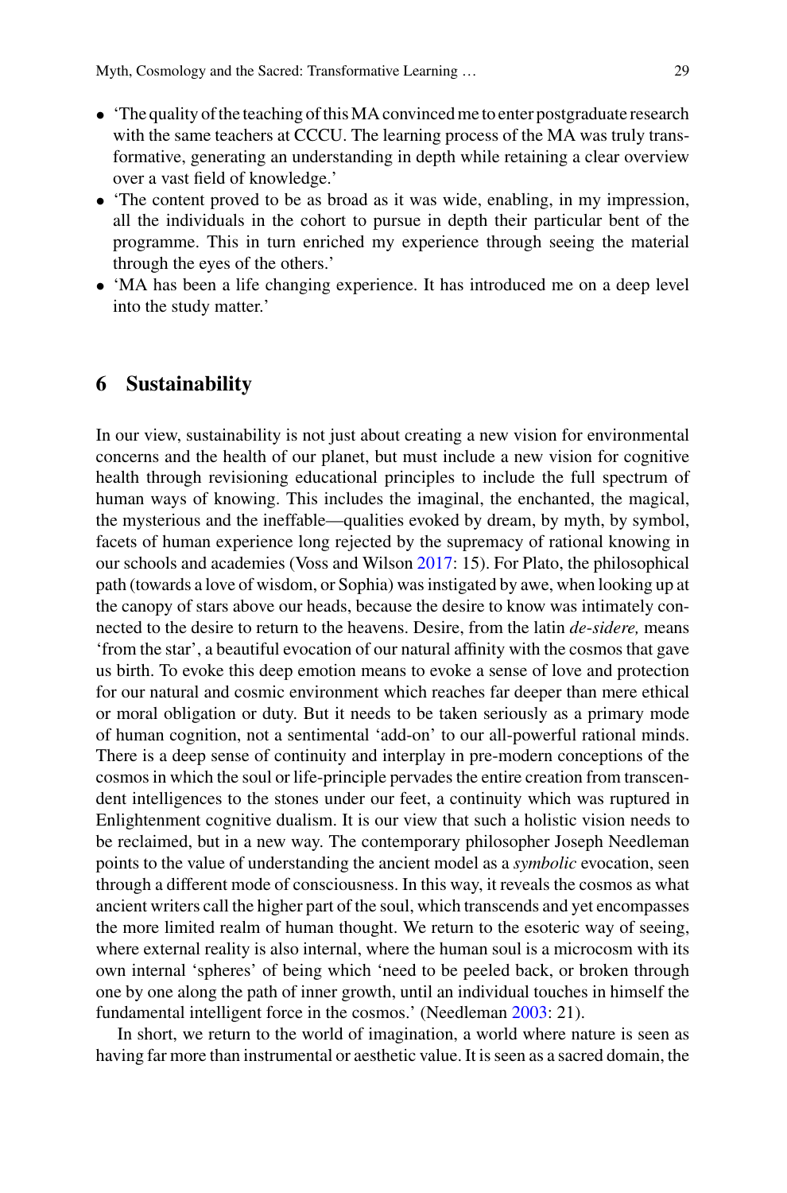- 'The quality of the teaching of this MA convinced me to enter postgraduate research with the same teachers at CCCU. The learning process of the MA was truly transformative, generating an understanding in depth while retaining a clear overview over a vast field of knowledge.'
- 'The content proved to be as broad as it was wide, enabling, in my impression, all the individuals in the cohort to pursue in depth their particular bent of the programme. This in turn enriched my experience through seeing the material through the eyes of the others.'
- 'MA has been a life changing experience. It has introduced me on a deep level into the study matter.'

## 6 Sustainability

In our view, sustainability is not just about creating a new vision for environmental concerns and the health of our planet, but must include a new vision for cognitive health through revisioning educational principles to include the full spectrum of human ways of knowing. This includes the imaginal, the enchanted, the magical, the mysterious and the ineffable—qualities evoked by dream, by myth, by symbol, facets of human experience long rejected by the supremacy of rational knowing in our schools and academies (Voss and Wilson 2017: 15). For Plato, the philosophical path (towards a love of wisdom, or Sophia) was instigated by awe, when looking up at the canopy of stars above our heads, because the desire to know was intimately connected to the desire to return to the heavens. Desire, from the latin *de-sidere,* means 'from the star', a beautiful evocation of our natural affinity with the cosmos that gave us birth. To evoke this deep emotion means to evoke a sense of love and protection for our natural and cosmic environment which reaches far deeper than mere ethical or moral obligation or duty. But it needs to be taken seriously as a primary mode of human cognition, not a sentimental 'add-on' to our all-powerful rational minds. There is a deep sense of continuity and interplay in pre-modern conceptions of the cosmos in which the soul or life-principle pervades the entire creation from transcendent intelligences to the stones under our feet, a continuity which was ruptured in Enlightenment cognitive dualism. It is our view that such a holistic vision needs to be reclaimed, but in a new way. The contemporary philosopher Joseph Needleman points to the value of understanding the ancient model as a *symbolic* evocation, seen through a different mode of consciousness. In this way, it reveals the cosmos as what ancient writers call the higher part of the soul, which transcends and yet encompasses the more limited realm of human thought. We return to the esoteric way of seeing, where external reality is also internal, where the human soul is a microcosm with its own internal 'spheres' of being which 'need to be peeled back, or broken through one by one along the path of inner growth, until an individual touches in himself the fundamental intelligent force in the cosmos.' (Needleman 2003: 21).

In short, we return to the world of imagination, a world where nature is seen as having far more than instrumental or aesthetic value. It is seen as a sacred domain, the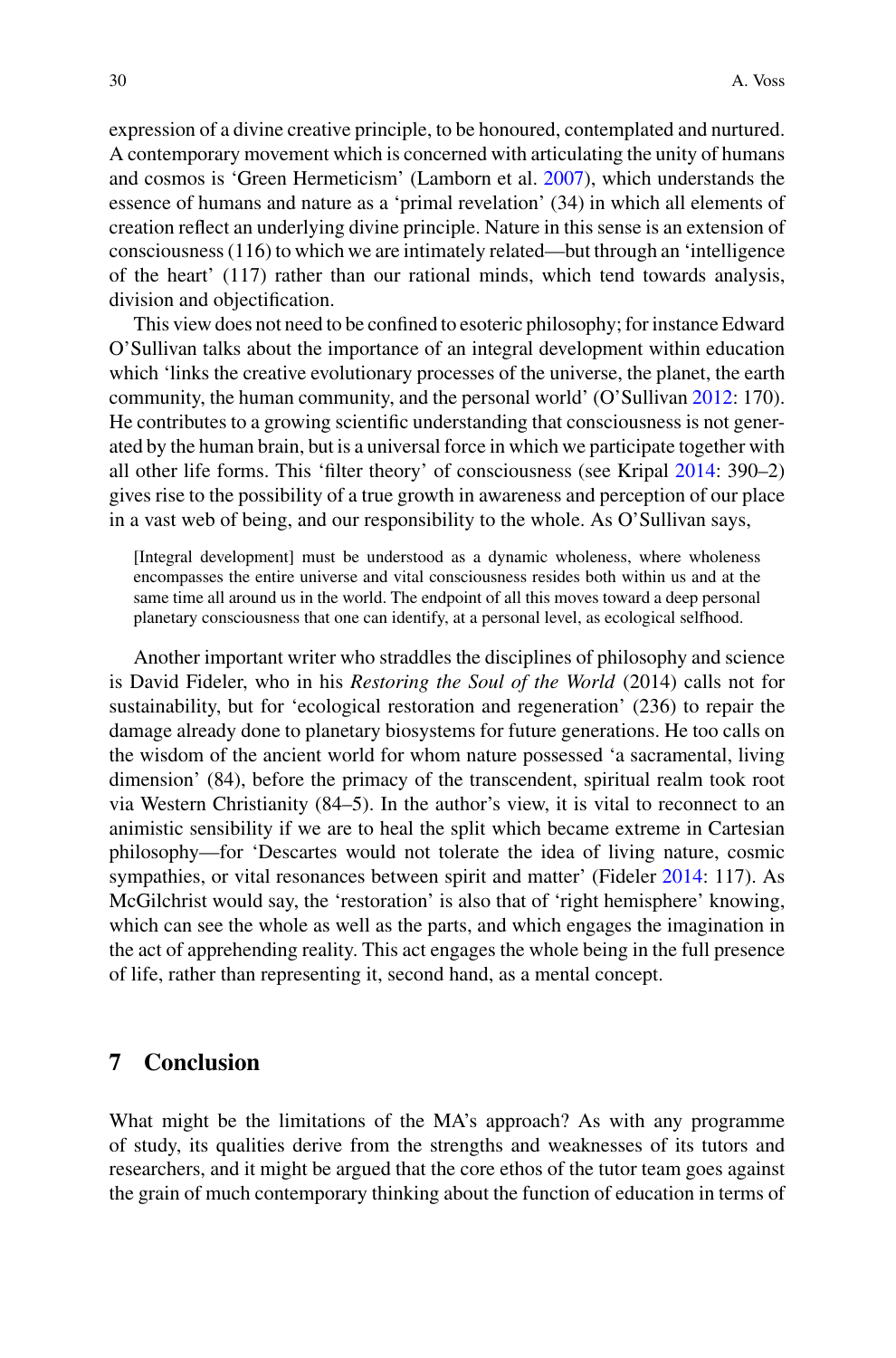expression of a divine creative principle, to be honoured, contemplated and nurtured. A contemporary movement which is concerned with articulating the unity of humans and cosmos is 'Green Hermeticism' (Lamborn et al. 2007), which understands the essence of humans and nature as a 'primal revelation' (34) in which all elements of creation reflect an underlying divine principle. Nature in this sense is an extension of consciousness (116) to which we are intimately related—but through an 'intelligence of the heart' (117) rather than our rational minds, which tend towards analysis, division and objectification.

This view does not need to be confined to esoteric philosophy; for instance Edward O'Sullivan talks about the importance of an integral development within education which 'links the creative evolutionary processes of the universe, the planet, the earth community, the human community, and the personal world' (O'Sullivan 2012: 170). He contributes to a growing scientific understanding that consciousness is not generated by the human brain, but is a universal force in which we participate together with all other life forms. This 'filter theory' of consciousness (see Kripal 2014: 390–2) gives rise to the possibility of a true growth in awareness and perception of our place in a vast web of being, and our responsibility to the whole. As O'Sullivan says,

> [Integral development] must be understood as a dynamic wholeness, where wholeness encompasses the entire universe and vital consciousness resides both within us and at the same time all around us in the world. The endpoint of all this moves toward a deep personal planetary consciousness that one can identify, at a personal level, as ecological selfhood.

Another important writer who straddles the disciplines of philosophy and science is David Fideler, who in his *Restoring the Soul of the World* (2014) calls not for sustainability, but for 'ecological restoration and regeneration' (236) to repair the damage already done to planetary biosystems for future generations. He too calls on the wisdom of the ancient world for whom nature possessed 'a sacramental, living dimension' (84), before the primacy of the transcendent, spiritual realm took root via Western Christianity (84–5). In the author's view, it is vital to reconnect to an animistic sensibility if we are to heal the split which became extreme in Cartesian philosophy—for 'Descartes would not tolerate the idea of living nature, cosmic sympathies, or vital resonances between spirit and matter' (Fideler 2014: 117). As McGilchrist would say, the 'restoration' is also that of 'right hemisphere' knowing, which can see the whole as well as the parts, and which engages the imagination in the act of apprehending reality. This act engages the whole being in the full presence of life, rather than representing it, second hand, as a mental concept.

## 7 Conclusion

What might be the limitations of the MA's approach? As with any programme of study, its qualities derive from the strengths and weaknesses of its tutors and researchers, and it might be argued that the core ethos of the tutor team goes against the grain of much contemporary thinking about the function of education in terms of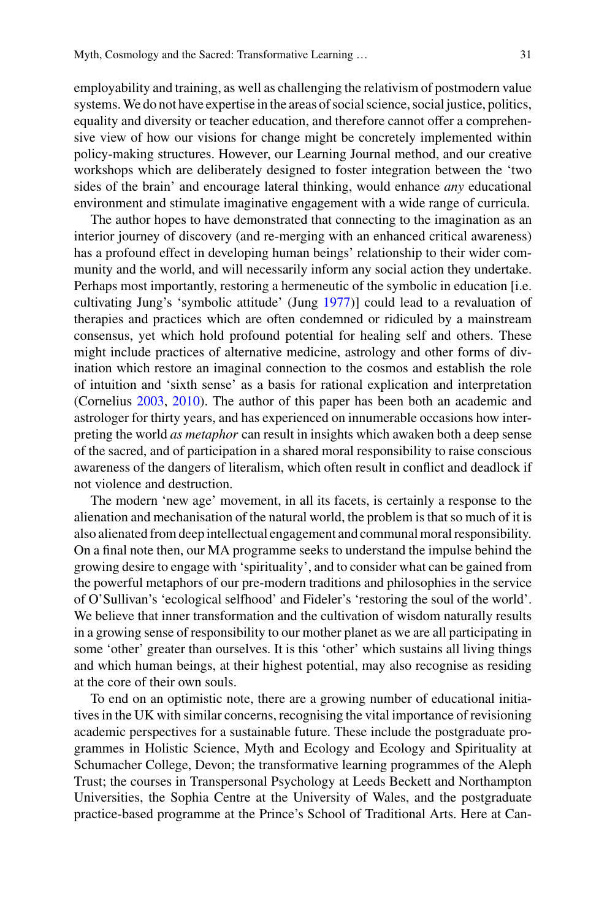employability and training, as well as challenging the relativism of postmodern value systems. We do not have expertise in the areas of social science, social justice, politics, equality and diversity or teacher education, and therefore cannot offer a comprehensive view of how our visions for change might be concretely implemented within policy-making structures. However, our Learning Journal method, and our creative workshops which are deliberately designed to foster integration between the 'two sides of the brain' and encourage lateral thinking, would enhance *any* educational environment and stimulate imaginative engagement with a wide range of curricula.

The author hopes to have demonstrated that connecting to the imagination as an interior journey of discovery (and re-merging with an enhanced critical awareness) has a profound effect in developing human beings' relationship to their wider community and the world, and will necessarily inform any social action they undertake. Perhaps most importantly, restoring a hermeneutic of the symbolic in education [i.e. cultivating Jung's 'symbolic attitude' (Jung 1977)] could lead to a revaluation of therapies and practices which are often condemned or ridiculed by a mainstream consensus, yet which hold profound potential for healing self and others. These might include practices of alternative medicine, astrology and other forms of divination which restore an imaginal connection to the cosmos and establish the role of intuition and 'sixth sense' as a basis for rational explication and interpretation (Cornelius 2003, 2010). The author of this paper has been both an academic and astrologer for thirty years, and has experienced on innumerable occasions how interpreting the world *as metaphor* can result in insights which awaken both a deep sense of the sacred, and of participation in a shared moral responsibility to raise conscious awareness of the dangers of literalism, which often result in conflict and deadlock if not violence and destruction.

The modern 'new age' movement, in all its facets, is certainly a response to the alienation and mechanisation of the natural world, the problem is that so much of it is also alienated from deep intellectual engagement and communal moral responsibility. On a final note then, our MA programme seeks to understand the impulse behind the growing desire to engage with 'spirituality', and to consider what can be gained from the powerful metaphors of our pre-modern traditions and philosophies in the service of O'Sullivan's 'ecological selfhood' and Fideler's 'restoring the soul of the world'. We believe that inner transformation and the cultivation of wisdom naturally results in a growing sense of responsibility to our mother planet as we are all participating in some 'other' greater than ourselves. It is this 'other' which sustains all living things and which human beings, at their highest potential, may also recognise as residing at the core of their own souls.

To end on an optimistic note, there are a growing number of educational initiatives in the UK with similar concerns, recognising the vital importance of revisioning academic perspectives for a sustainable future. These include the postgraduate programmes in Holistic Science, Myth and Ecology and Ecology and Spirituality at Schumacher College, Devon; the transformative learning programmes of the Aleph Trust; the courses in Transpersonal Psychology at Leeds Beckett and Northampton Universities, the Sophia Centre at the University of Wales, and the postgraduate practice-based programme at the Prince's School of Traditional Arts. Here at Can-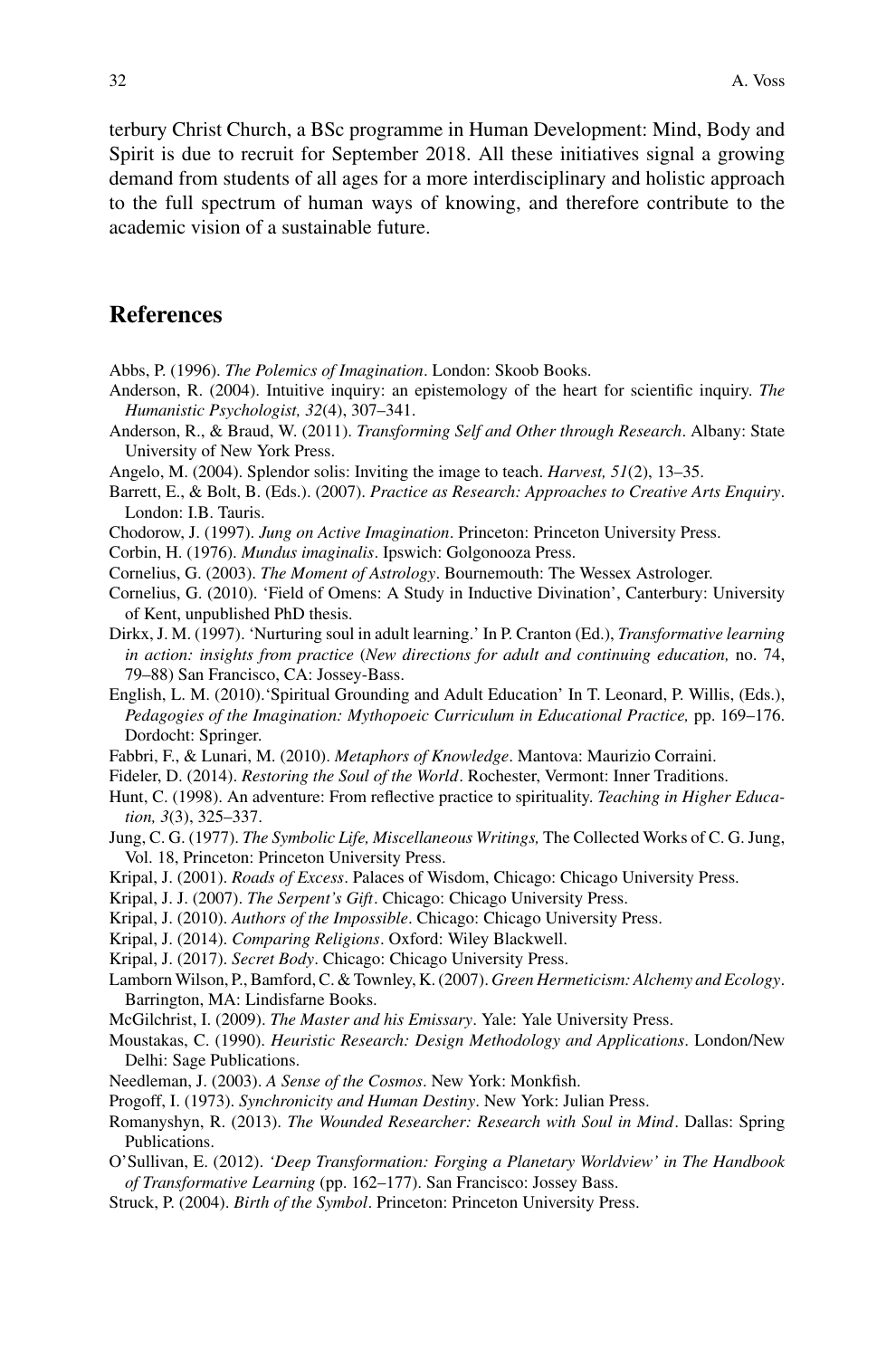terbury Christ Church, a BSc programme in Human Development: Mind, Body and Spirit is due to recruit for September 2018. All these initiatives signal a growing demand from students of all ages for a more interdisciplinary and holistic approach to the full spectrum of human ways of knowing, and therefore contribute to the academic vision of a sustainable future.

## References

Abbs, P. (1996). *The Polemics of Imagination*. London: Skoob Books.

Anderson, R. (2004). Intuitive inquiry: an epistemology of the heart for scientific inquiry. *The Humanistic Psychologist, 32*(4), 307–341.

Anderson, R., & Braud, W. (2011). *Transforming Self and Other through Research*. Albany: State University of New York Press.

Angelo, M. (2004). Splendor solis: Inviting the image to teach. *Harvest, 51*(2), 13–35.

Barrett, E., & Bolt, B. (Eds.). (2007). *Practice as Research: Approaches to Creative Arts Enquiry*. London: I.B. Tauris.

Chodorow, J. (1997). *Jung on Active Imagination*. Princeton: Princeton University Press.

Corbin, H. (1976). *Mundus imaginalis*. Ipswich: Golgonooza Press.

Cornelius, G. (2003). *The Moment of Astrology*. Bournemouth: The Wessex Astrologer.

Cornelius, G. (2010). 'Field of Omens: A Study in Inductive Divination', Canterbury: University of Kent, unpublished PhD thesis.

Dirkx, J. M. (1997). 'Nurturing soul in adult learning.' In P. Cranton (Ed.), *Transformative learning in action: insights from practice* (*New directions for adult and continuing education,* no. 74, 79–88) San Francisco, CA: Jossey-Bass.

English, L. M. (2010).'Spiritual Grounding and Adult Education' In T. Leonard, P. Willis, (Eds.), *Pedagogies of the Imagination: Mythopoeic Curriculum in Educational Practice,* pp. 169–176. Dordocht: Springer.

Fabbri, F., & Lunari, M. (2010). *Metaphors of Knowledge*. Mantova: Maurizio Corraini.

Fideler, D. (2014). *Restoring the Soul of the World*. Rochester, Vermont: Inner Traditions.

Hunt, C. (1998). An adventure: From reflective practice to spirituality. *Teaching in Higher Education, 3*(3), 325–337.

Jung, C. G. (1977). *The Symbolic Life, Miscellaneous Writings,* The Collected Works of C. G. Jung, Vol. 18, Princeton: Princeton University Press.

Kripal, J. (2001). *Roads of Excess*. Palaces of Wisdom, Chicago: Chicago University Press.

Kripal, J. J. (2007). *The Serpent's Gift*. Chicago: Chicago University Press.

Kripal, J. (2010). *Authors of the Impossible*. Chicago: Chicago University Press.

Kripal, J. (2014). *Comparing Religions*. Oxford: Wiley Blackwell.

Kripal, J. (2017). *Secret Body*. Chicago: Chicago University Press.

Lamborn Wilson, P., Bamford, C. & Townley, K. (2007). *Green Hermeticism: Alchemy and Ecology*. Barrington, MA: Lindisfarne Books.

McGilchrist, I. (2009). *The Master and his Emissary*. Yale: Yale University Press.

Moustakas, C. (1990). *Heuristic Research: Design Methodology and Applications*. London/New Delhi: Sage Publications.

Needleman, J. (2003). *A Sense of the Cosmos*. New York: Monkfish.

Progoff, I. (1973). *Synchronicity and Human Destiny*. New York: Julian Press.

Romanyshyn, R. (2013). *The Wounded Researcher: Research with Soul in Mind*. Dallas: Spring Publications.

O'Sullivan, E. (2012). *'Deep Transformation: Forging a Planetary Worldview' in The Handbook of Transformative Learning* (pp. 162–177). San Francisco: Jossey Bass.

Struck, P. (2004). *Birth of the Symbol*. Princeton: Princeton University Press.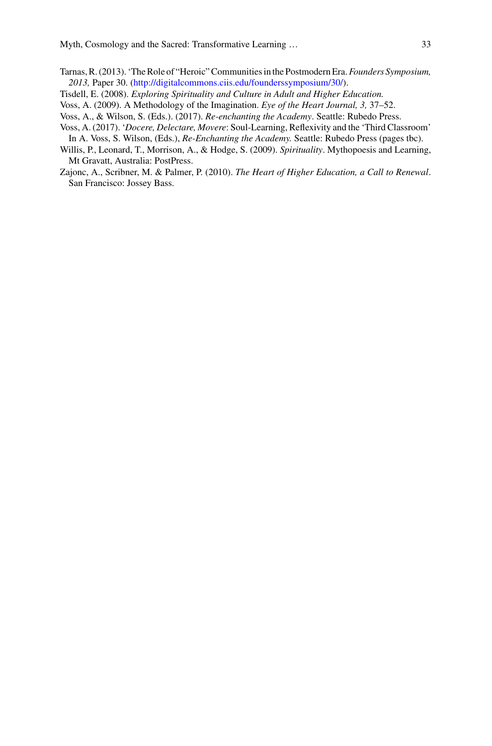Tarnas, R. (2013). 'The Role of "Heroic" Communities in the Postmodern Era. *Founders Symposium, 2013,* Paper 30. (http://digitalcommons.ciis.edu/founderssymposium/30/).

Tisdell, E. (2008). *Exploring Spirituality and Culture in Adult and Higher Education.*

Voss, A. (2009). A Methodology of the Imagination. *Eye of the Heart Journal, 3,* 37–52.

Voss, A., & Wilson, S. (Eds.). (2017). *Re-enchanting the Academy*. Seattle: Rubedo Press.

Voss, A. (2017). '*Docere, Delectare, Movere*: Soul-Learning, Reflexivity and the 'Third Classroom' In A. Voss, S. Wilson, (Eds.), *Re-Enchanting the Academy.* Seattle: Rubedo Press (pages tbc).

Willis, P., Leonard, T., Morrison, A., & Hodge, S. (2009). *Spirituality*. Mythopoesis and Learning, Mt Gravatt, Australia: PostPress.

Zajonc, A., Scribner, M. & Palmer, P. (2010). *The Heart of Higher Education, a Call to Renewal*. San Francisco: Jossey Bass.